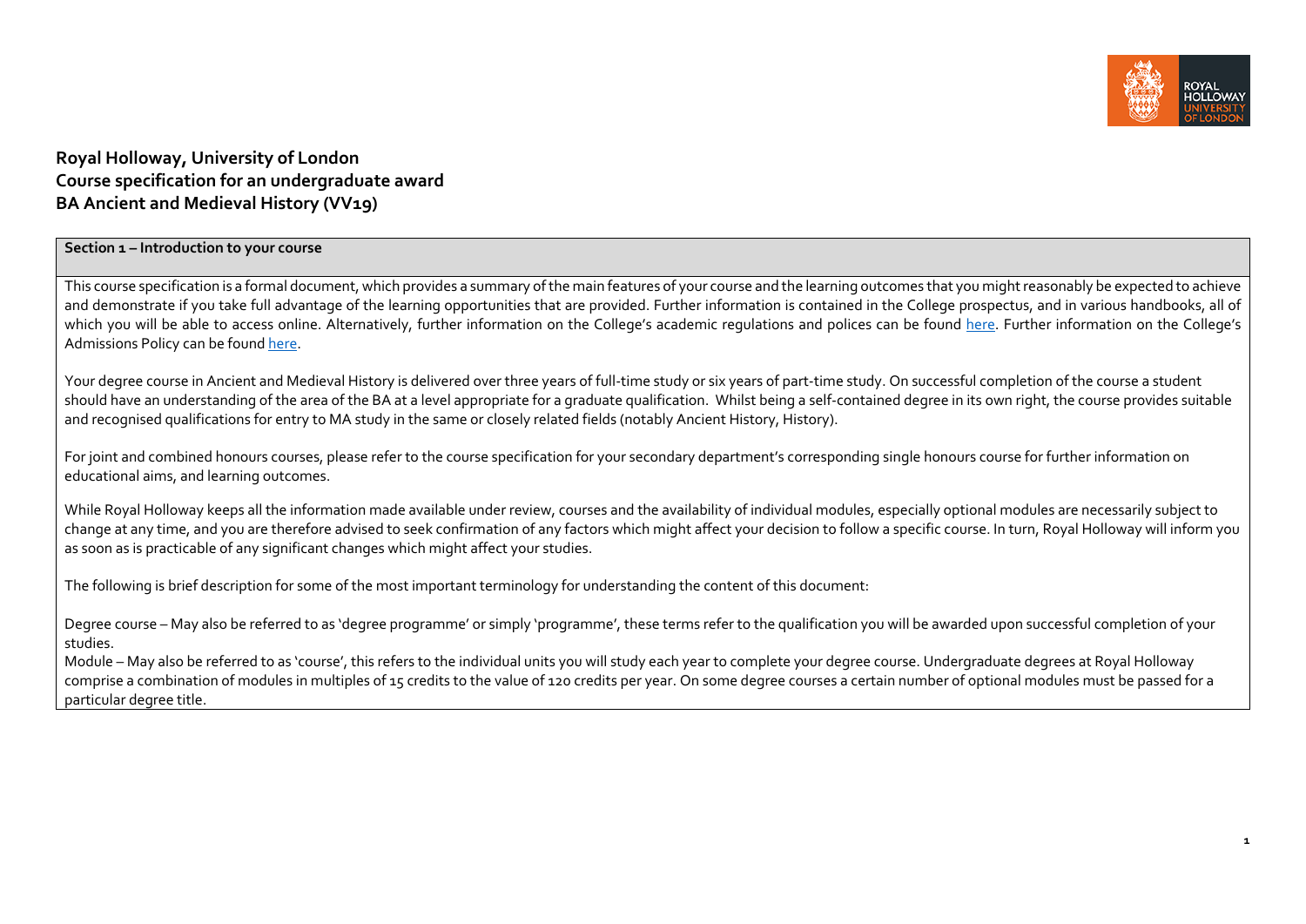**Royal Holloway, University of London**
**Course specification for an undergraduate award**
**BA Ancient and Medieval History (VV19)**

## Section 1 – Introduction to your course

This course specification is a formal document, which provides a summary of the main features of your course and the learning outcomes that you might reasonably be expected to achieve and demonstrate if you take full advantage of the learning opportunities that are provided. Further information is contained in the College prospectus, and in various handbooks, all of which you will be able to access online. Alternatively, further information on the College's academic regulations and polices can be found here. Further information on the College's Admissions Policy can be found here.

Your degree course in Ancient and Medieval History is delivered over three years of full-time study or six years of part-time study. On successful completion of the course a student should have an understanding of the area of the BA at a level appropriate for a graduate qualification. Whilst being a self-contained degree in its own right, the course provides suitable and recognised qualifications for entry to MA study in the same or closely related fields (notably Ancient History, History).

For joint and combined honours courses, please refer to the course specification for your secondary department's corresponding single honours course for further information on educational aims, and learning outcomes.

While Royal Holloway keeps all the information made available under review, courses and the availability of individual modules, especially optional modules are necessarily subject to change at any time, and you are therefore advised to seek confirmation of any factors which might affect your decision to follow a specific course. In turn, Royal Holloway will inform you as soon as is practicable of any significant changes which might affect your studies.

The following is brief description for some of the most important terminology for understanding the content of this document:

Degree course – May also be referred to as 'degree programme' or simply 'programme', these terms refer to the qualification you will be awarded upon successful completion of your studies.

Module – May also be referred to as 'course', this refers to the individual units you will study each year to complete your degree course. Undergraduate degrees at Royal Holloway comprise a combination of modules in multiples of 15 credits to the value of 120 credits per year. On some degree courses a certain number of optional modules must be passed for a particular degree title.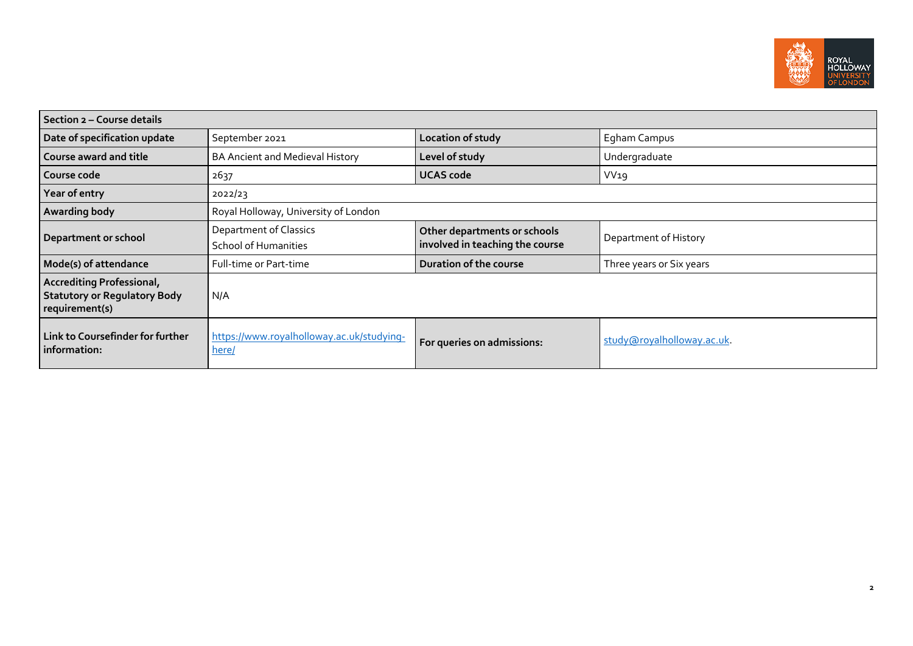| Section 2 – Course details | | | |
|---|---|---|---|
| **Date of specification update** | September 2021 | **Location of study** | Egham Campus |
| **Course award and title** | BA Ancient and Medieval History | **Level of study** | Undergraduate |
| **Course code** | 2637 | **UCAS code** | VV19 |
| **Year of entry** | 2022/23 | | |
| **Awarding body** | Royal Holloway, University of London | | |
| **Department or school** | Department of Classics<br>School of Humanities | **Other departments or schools involved in teaching the course** | Department of History |
| **Mode(s) of attendance** | Full-time or Part-time | **Duration of the course** | Three years or Six years |
| **Accrediting Professional, Statutory or Regulatory Body requirement(s)** | N/A | | |
| **Link to Coursefinder for further information:** | https://www.royalholloway.ac.uk/studying-here/ | **For queries on admissions:** | study@royalholloway.ac.uk. |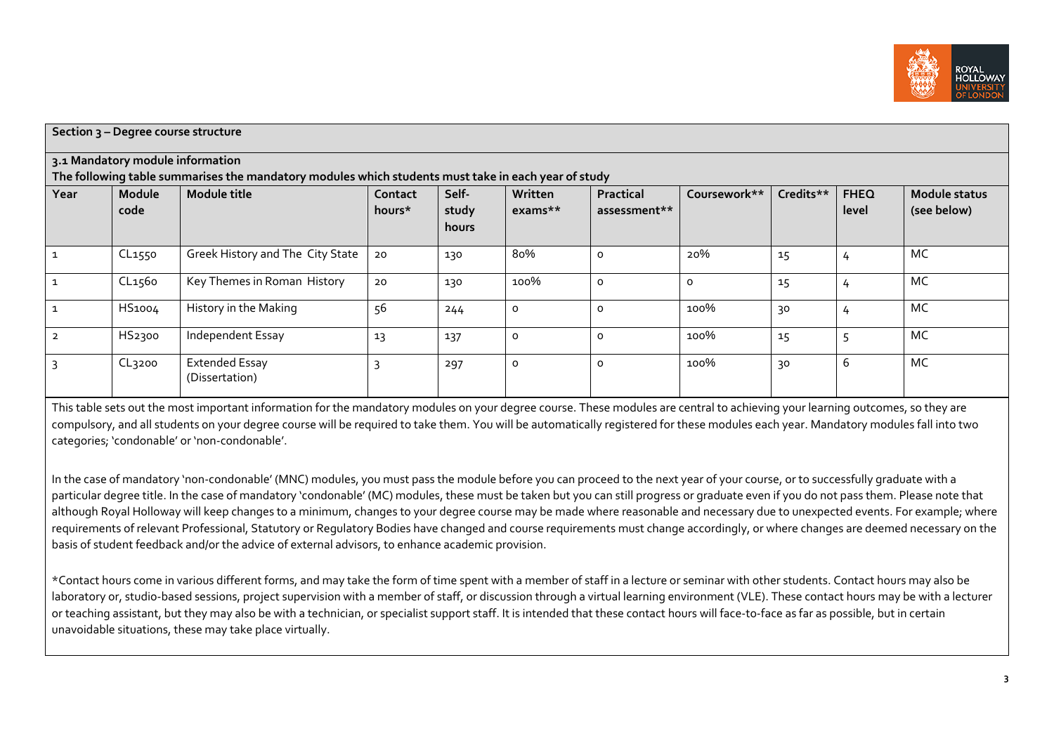**Section 3 – Degree course structure**

**3.1 Mandatory module information**

**The following table summarises the mandatory modules which students must take in each year of study**

| Year | Module code | Module title | Contact hours* | Self-study hours | Written exams** | Practical assessment** | Coursework** | Credits** | FHEQ level | Module status (see below) |
|---|---|---|---|---|---|---|---|---|---|---|
| 1 | CL1550 | Greek History and The City State | 20 | 130 | 80% | 0 | 20% | 15 | 4 | MC |
| 1 | CL1560 | Key Themes in Roman History | 20 | 130 | 100% | 0 | 0 | 15 | 4 | MC |
| 1 | HS1004 | History in the Making | 56 | 244 | 0 | 0 | 100% | 30 | 4 | MC |
| 2 | HS2300 | Independent Essay | 13 | 137 | 0 | 0 | 100% | 15 | 5 | MC |
| 3 | CL3200 | Extended Essay (Dissertation) | 3 | 297 | 0 | 0 | 100% | 30 | 6 | MC |

This table sets out the most important information for the mandatory modules on your degree course. These modules are central to achieving your learning outcomes, so they are compulsory, and all students on your degree course will be required to take them. You will be automatically registered for these modules each year. Mandatory modules fall into two categories; 'condonable' or 'non-condonable'.

In the case of mandatory 'non-condonable' (MNC) modules, you must pass the module before you can proceed to the next year of your course, or to successfully graduate with a particular degree title. In the case of mandatory 'condonable' (MC) modules, these must be taken but you can still progress or graduate even if you do not pass them. Please note that although Royal Holloway will keep changes to a minimum, changes to your degree course may be made where reasonable and necessary due to unexpected events. For example; where requirements of relevant Professional, Statutory or Regulatory Bodies have changed and course requirements must change accordingly, or where changes are deemed necessary on the basis of student feedback and/or the advice of external advisors, to enhance academic provision.

*Contact hours come in various different forms, and may take the form of time spent with a member of staff in a lecture or seminar with other students. Contact hours may also be laboratory or, studio-based sessions, project supervision with a member of staff, or discussion through a virtual learning environment (VLE). These contact hours may be with a lecturer or teaching assistant, but they may also be with a technician, or specialist support staff. It is intended that these contact hours will face-to-face as far as possible, but in certain unavoidable situations, these may take place virtually.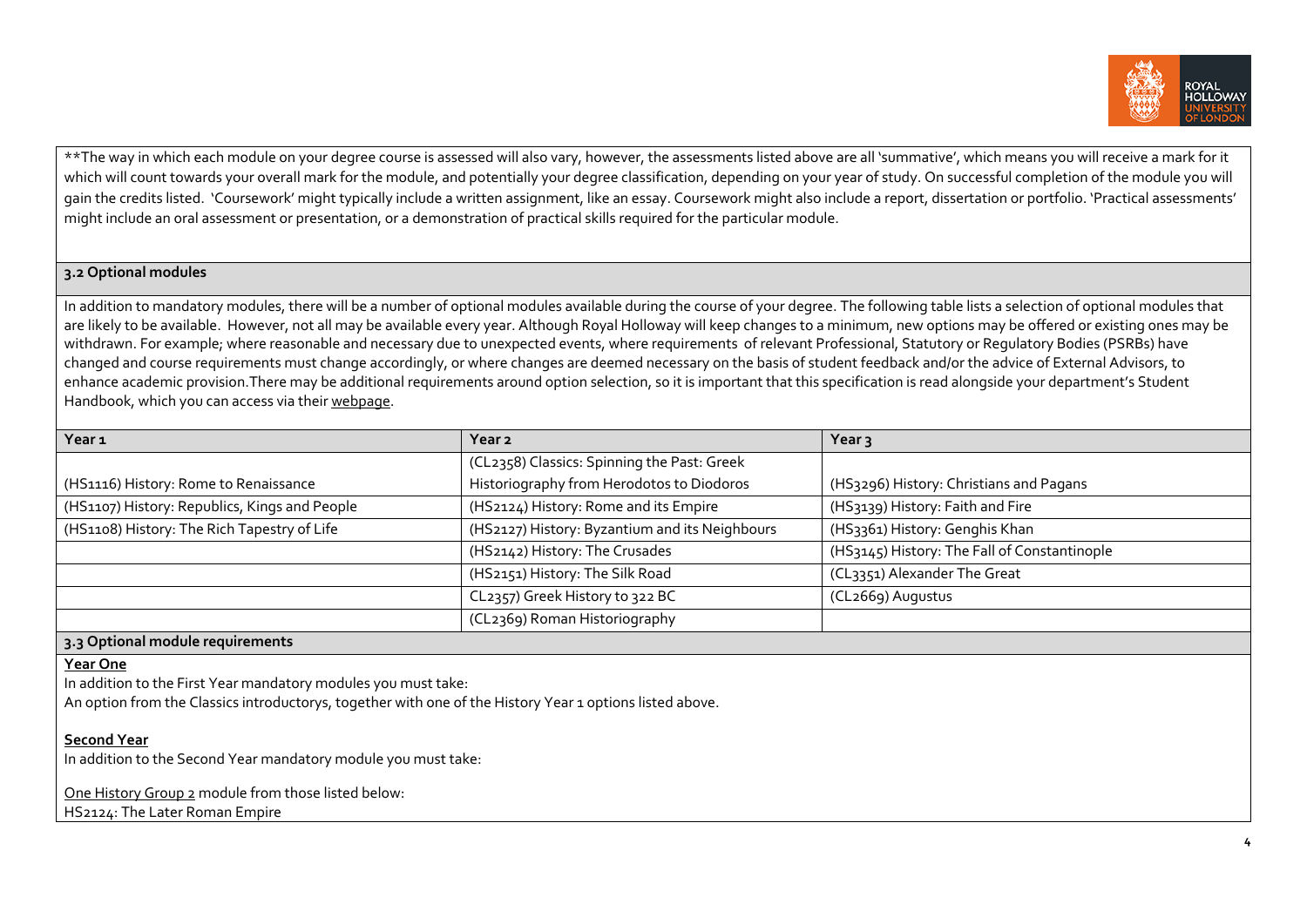**The way in which each module on your degree course is assessed will also vary, however, the assessments listed above are all 'summative', which means you will receive a mark for it which will count towards your overall mark for the module, and potentially your degree classification, depending on your year of study. On successful completion of the module you will gain the credits listed. 'Coursework' might typically include a written assignment, like an essay. Coursework might also include a report, dissertation or portfolio. 'Practical assessments' might include an oral assessment or presentation, or a demonstration of practical skills required for the particular module.

### 3.2 Optional modules

In addition to mandatory modules, there will be a number of optional modules available during the course of your degree. The following table lists a selection of optional modules that are likely to be available. However, not all may be available every year. Although Royal Holloway will keep changes to a minimum, new options may be offered or existing ones may be withdrawn. For example; where reasonable and necessary due to unexpected events, where requirements of relevant Professional, Statutory or Regulatory Bodies (PSRBs) have changed and course requirements must change accordingly, or where changes are deemed necessary on the basis of student feedback and/or the advice of External Advisors, to enhance academic provision.There may be additional requirements around option selection, so it is important that this specification is read alongside your department's Student Handbook, which you can access via their webpage.

| Year 1 | Year 2 | Year 3 |
| --- | --- | --- |
| (HS1116) History: Rome to Renaissance | (CL2358) Classics: Spinning the Past: Greek Historiography from Herodotos to Diodoros | (HS3296) History: Christians and Pagans |
| (HS1107) History: Republics, Kings and People | (HS2124) History: Rome and its Empire | (HS3139) History: Faith and Fire |
| (HS1108) History: The Rich Tapestry of Life | (HS2127) History: Byzantium and its Neighbours | (HS3361) History: Genghis Khan |
| | (HS2142) History: The Crusades | (HS3145) History: The Fall of Constantinople |
| | (HS2151) History: The Silk Road | (CL3351) Alexander The Great |
| | CL2357) Greek History to 322 BC | (CL2669) Augustus |
| | (CL2369) Roman Historiography | |

### 3.3 Optional module requirements

**Year One**

In addition to the First Year mandatory modules you must take:

An option from the Classics introductorys, together with one of the History Year 1 options listed above.

**Second Year**

In addition to the Second Year mandatory module you must take:

One History Group 2 module from those listed below:

HS2124: The Later Roman Empire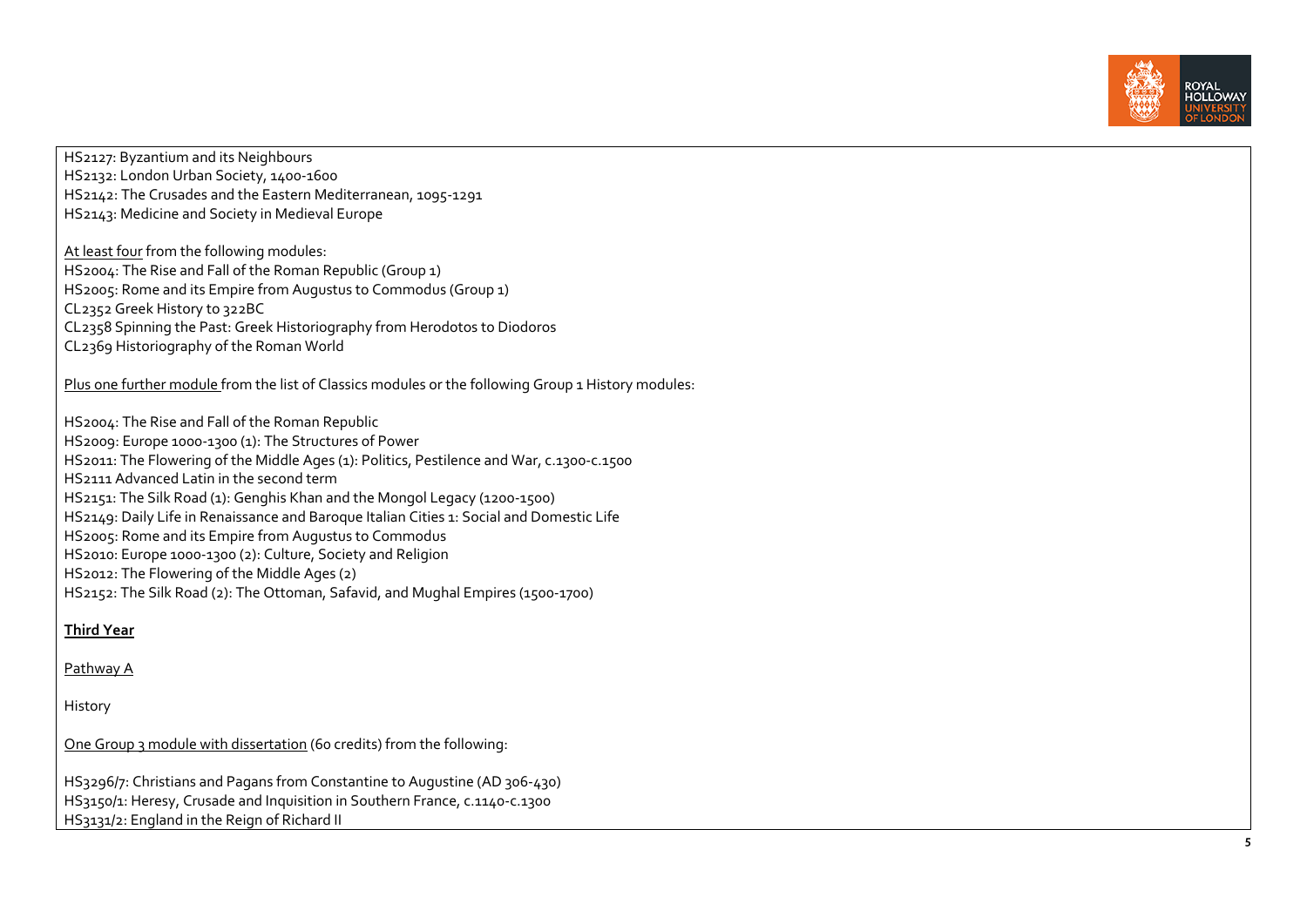HS2127: Byzantium and its Neighbours
HS2132: London Urban Society, 1400-1600
HS2142: The Crusades and the Eastern Mediterranean, 1095-1291
HS2143: Medicine and Society in Medieval Europe

At least four from the following modules:
HS2004: The Rise and Fall of the Roman Republic (Group 1)
HS2005: Rome and its Empire from Augustus to Commodus (Group 1)
CL2352 Greek History to 322BC
CL2358 Spinning the Past: Greek Historiography from Herodotos to Diodoros
CL2369 Historiography of the Roman World

Plus one further module from the list of Classics modules or the following Group 1 History modules:

HS2004: The Rise and Fall of the Roman Republic
HS2009: Europe 1000-1300 (1): The Structures of Power
HS2011: The Flowering of the Middle Ages (1): Politics, Pestilence and War, c.1300-c.1500
HS2111 Advanced Latin in the second term
HS2151: The Silk Road (1): Genghis Khan and the Mongol Legacy (1200-1500)
HS2149: Daily Life in Renaissance and Baroque Italian Cities 1: Social and Domestic Life
HS2005: Rome and its Empire from Augustus to Commodus
HS2010: Europe 1000-1300 (2): Culture, Society and Religion
HS2012: The Flowering of the Middle Ages (2)
HS2152: The Silk Road (2): The Ottoman, Safavid, and Mughal Empires (1500-1700)

**Third Year**

Pathway A

History

One Group 3 module with dissertation (60 credits) from the following:

HS3296/7: Christians and Pagans from Constantine to Augustine (AD 306-430)
HS3150/1: Heresy, Crusade and Inquisition in Southern France, c.1140-c.1300
HS3131/2: England in the Reign of Richard II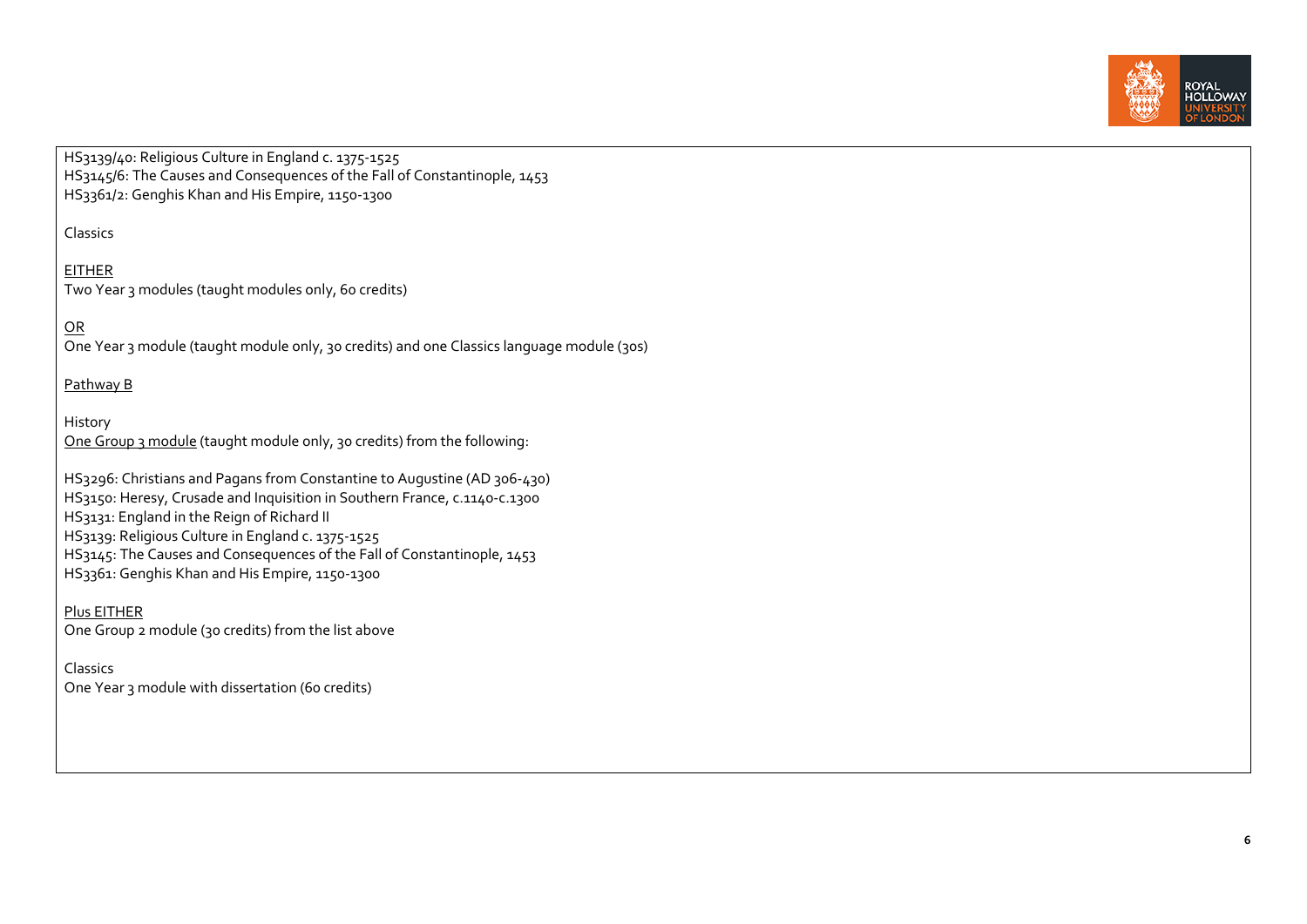HS3139/40: Religious Culture in England c. 1375-1525
HS3145/6: The Causes and Consequences of the Fall of Constantinople, 1453
HS3361/2: Genghis Khan and His Empire, 1150-1300

Classics

EITHER
Two Year 3 modules (taught modules only, 60 credits)

OR
One Year 3 module (taught module only, 30 credits) and one Classics language module (30s)

Pathway B

History
One Group 3 module (taught module only, 30 credits) from the following:

HS3296: Christians and Pagans from Constantine to Augustine (AD 306-430)
HS3150: Heresy, Crusade and Inquisition in Southern France, c.1140-c.1300
HS3131: England in the Reign of Richard II
HS3139: Religious Culture in England c. 1375-1525
HS3145: The Causes and Consequences of the Fall of Constantinople, 1453
HS3361: Genghis Khan and His Empire, 1150-1300

Plus EITHER
One Group 2 module (30 credits) from the list above

Classics
One Year 3 module with dissertation (60 credits)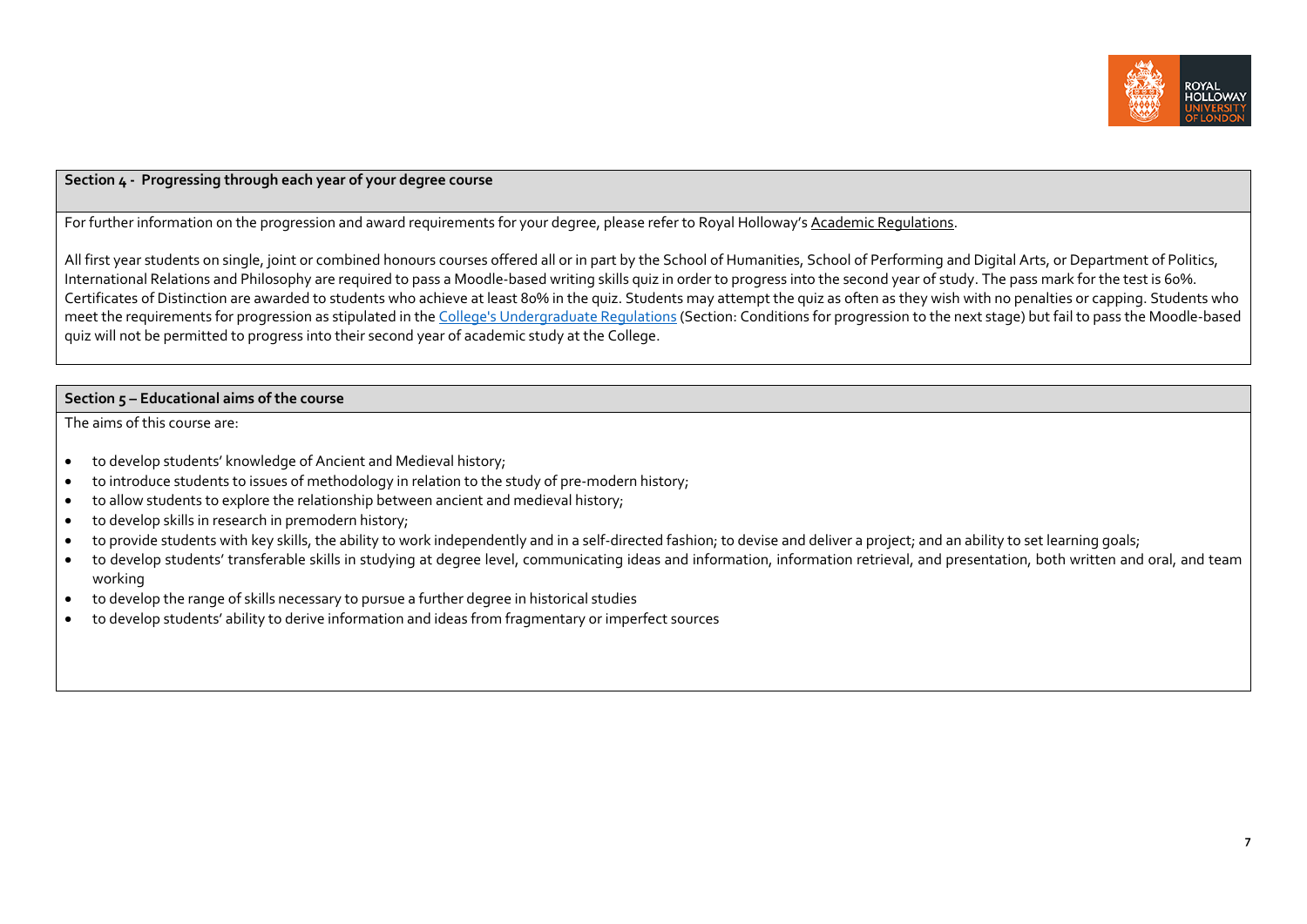## Section 4 - Progressing through each year of your degree course

For further information on the progression and award requirements for your degree, please refer to Royal Holloway's Academic Regulations.

All first year students on single, joint or combined honours courses offered all or in part by the School of Humanities, School of Performing and Digital Arts, or Department of Politics, International Relations and Philosophy are required to pass a Moodle-based writing skills quiz in order to progress into the second year of study. The pass mark for the test is 60%. Certificates of Distinction are awarded to students who achieve at least 80% in the quiz. Students may attempt the quiz as often as they wish with no penalties or capping. Students who meet the requirements for progression as stipulated in the College's Undergraduate Regulations (Section: Conditions for progression to the next stage) but fail to pass the Moodle-based quiz will not be permitted to progress into their second year of academic study at the College.

## Section 5 – Educational aims of the course

The aims of this course are:

- to develop students' knowledge of Ancient and Medieval history;
- to introduce students to issues of methodology in relation to the study of pre-modern history;
- to allow students to explore the relationship between ancient and medieval history;
- to develop skills in research in premodern history;
- to provide students with key skills, the ability to work independently and in a self-directed fashion; to devise and deliver a project; and an ability to set learning goals;
- to develop students' transferable skills in studying at degree level, communicating ideas and information, information retrieval, and presentation, both written and oral, and team working
- to develop the range of skills necessary to pursue a further degree in historical studies
- to develop students' ability to derive information and ideas from fragmentary or imperfect sources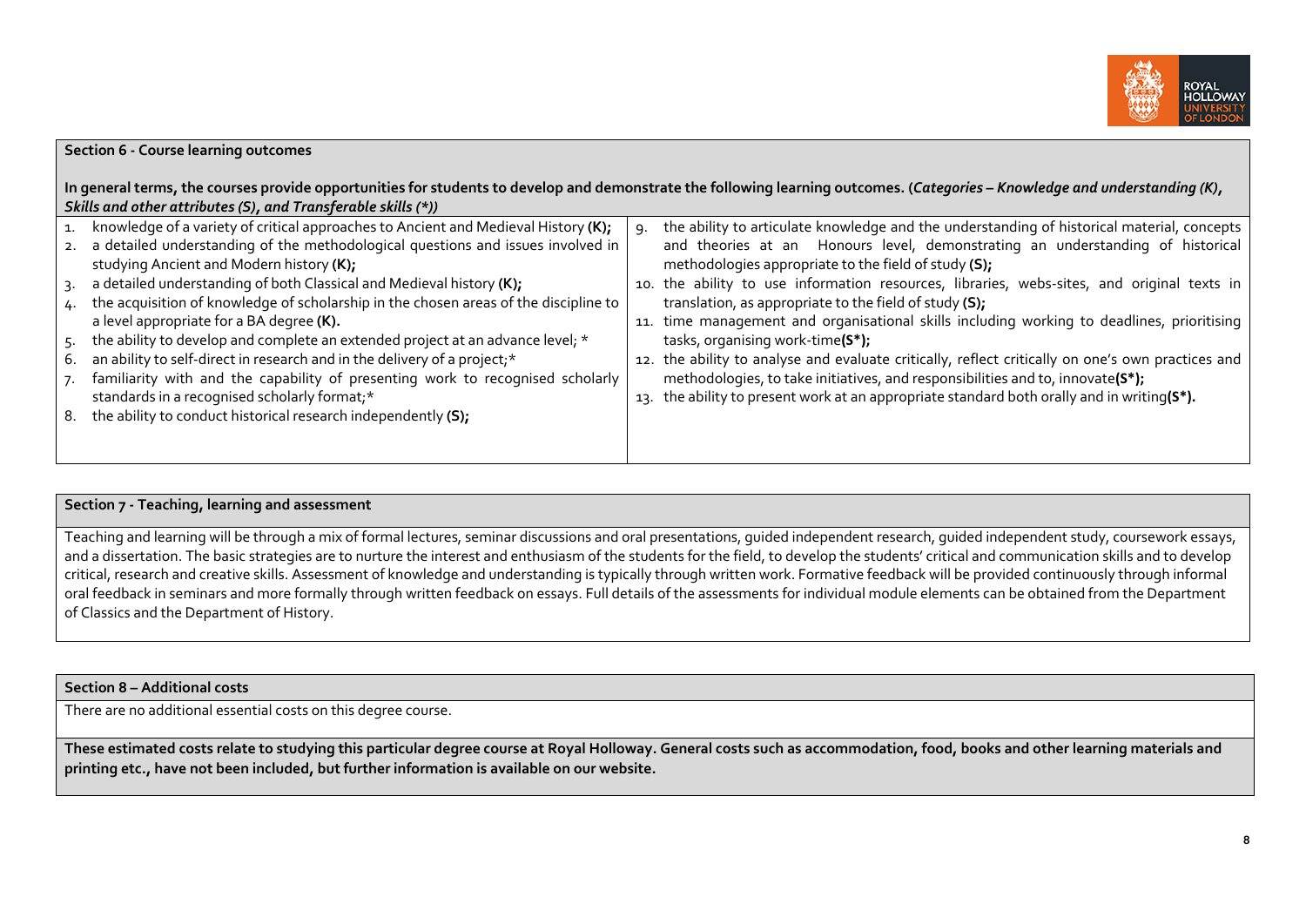## Section 6 - Course learning outcomes

**In general terms, the courses provide opportunities for students to develop and demonstrate the following learning outcomes. (*Categories – Knowledge and understanding (K), Skills and other attributes (S), and Transferable skills (*)*)**

1. knowledge of a variety of critical approaches to Ancient and Medieval History **(K);**
2. a detailed understanding of the methodological questions and issues involved in studying Ancient and Modern history **(K);**
3. a detailed understanding of both Classical and Medieval history **(K);**
4. the acquisition of knowledge of scholarship in the chosen areas of the discipline to a level appropriate for a BA degree **(K).**
5. the ability to develop and complete an extended project at an advance level; *
6. an ability to self-direct in research and in the delivery of a project;*
7. familiarity with and the capability of presenting work to recognised scholarly standards in a recognised scholarly format;*
8. the ability to conduct historical research independently **(S);**
9. the ability to articulate knowledge and the understanding of historical material, concepts and theories at an Honours level, demonstrating an understanding of historical methodologies appropriate to the field of study **(S);**
10. the ability to use information resources, libraries, webs-sites, and original texts in translation, as appropriate to the field of study **(S);**
11. time management and organisational skills including working to deadlines, prioritising tasks, organising work-time**(S*);**
12. the ability to analyse and evaluate critically, reflect critically on one's own practices and methodologies, to take initiatives, and responsibilities and to, innovate**(S*);**
13. the ability to present work at an appropriate standard both orally and in writing**(S*).**

## Section 7 - Teaching, learning and assessment

Teaching and learning will be through a mix of formal lectures, seminar discussions and oral presentations, guided independent research, guided independent study, coursework essays, and a dissertation. The basic strategies are to nurture the interest and enthusiasm of the students for the field, to develop the students' critical and communication skills and to develop critical, research and creative skills. Assessment of knowledge and understanding is typically through written work. Formative feedback will be provided continuously through informal oral feedback in seminars and more formally through written feedback on essays. Full details of the assessments for individual module elements can be obtained from the Department of Classics and the Department of History.

## Section 8 – Additional costs

There are no additional essential costs on this degree course.

**These estimated costs relate to studying this particular degree course at Royal Holloway. General costs such as accommodation, food, books and other learning materials and printing etc., have not been included, but further information is available on our website.**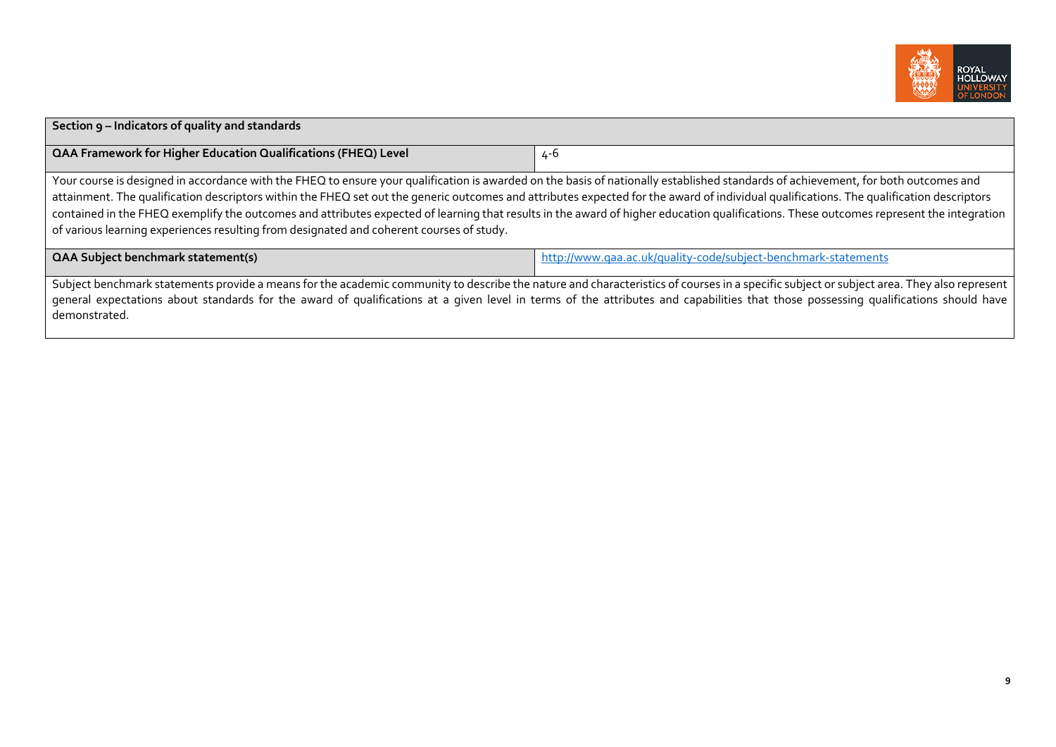| Section 9 – Indicators of quality and standards | |
|---|---|
| **QAA Framework for Higher Education Qualifications (FHEQ) Level** | 4-6 |
| Your course is designed in accordance with the FHEQ to ensure your qualification is awarded on the basis of nationally established standards of achievement, for both outcomes and attainment. The qualification descriptors within the FHEQ set out the generic outcomes and attributes expected for the award of individual qualifications. The qualification descriptors contained in the FHEQ exemplify the outcomes and attributes expected of learning that results in the award of higher education qualifications. These outcomes represent the integration of various learning experiences resulting from designated and coherent courses of study. | |
| **QAA Subject benchmark statement(s)** | http://www.qaa.ac.uk/quality-code/subject-benchmark-statements |
| Subject benchmark statements provide a means for the academic community to describe the nature and characteristics of courses in a specific subject or subject area. They also represent general expectations about standards for the award of qualifications at a given level in terms of the attributes and capabilities that those possessing qualifications should have demonstrated. | |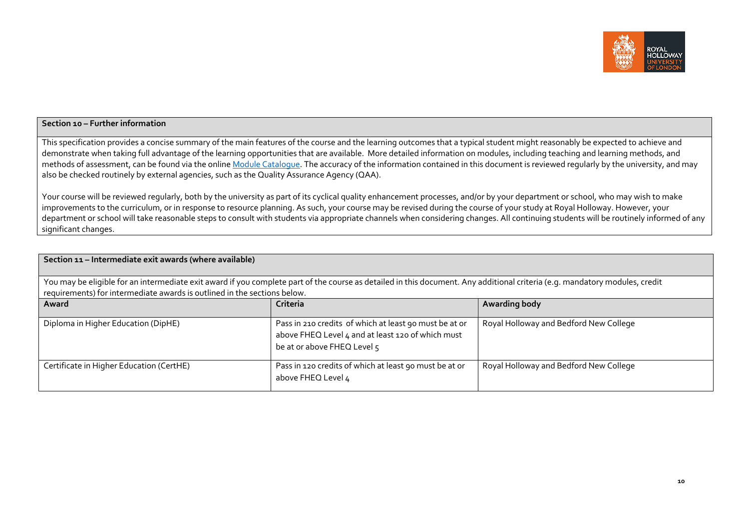## Section 10 – Further information

This specification provides a concise summary of the main features of the course and the learning outcomes that a typical student might reasonably be expected to achieve and demonstrate when taking full advantage of the learning opportunities that are available. More detailed information on modules, including teaching and learning methods, and methods of assessment, can be found via the online [Module Catalogue](). The accuracy of the information contained in this document is reviewed regularly by the university, and may also be checked routinely by external agencies, such as the Quality Assurance Agency (QAA).

Your course will be reviewed regularly, both by the university as part of its cyclical quality enhancement processes, and/or by your department or school, who may wish to make improvements to the curriculum, or in response to resource planning. As such, your course may be revised during the course of your study at Royal Holloway. However, your department or school will take reasonable steps to consult with students via appropriate channels when considering changes. All continuing students will be routinely informed of any significant changes.

## Section 11 – Intermediate exit awards (where available)

You may be eligible for an intermediate exit award if you complete part of the course as detailed in this document. Any additional criteria (e.g. mandatory modules, credit requirements) for intermediate awards is outlined in the sections below.

| Award | Criteria | Awarding body |
|---|---|---|
| Diploma in Higher Education (DipHE) | Pass in 210 credits of which at least 90 must be at or above FHEQ Level 4 and at least 120 of which must be at or above FHEQ Level 5 | Royal Holloway and Bedford New College |
| Certificate in Higher Education (CertHE) | Pass in 120 credits of which at least 90 must be at or above FHEQ Level 4 | Royal Holloway and Bedford New College |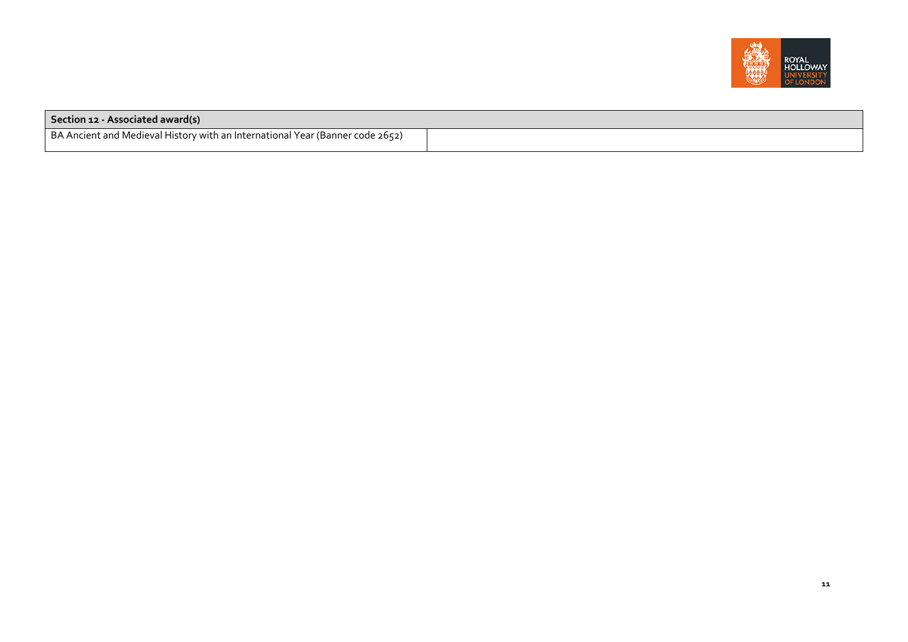| Section 12 - Associated award(s) | |
|---|---|
| BA Ancient and Medieval History with an International Year (Banner code 2652) | |